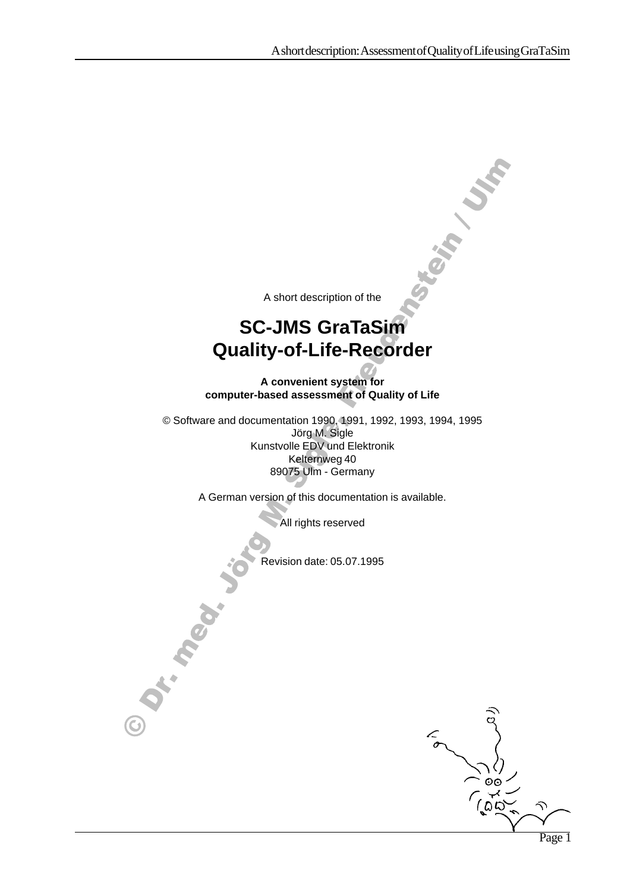A short description of the

# SC-JMS GraTaSim Quality-of-Life-Recorder

**A convenient system for computer-based assessment of Quality of Life**

© Software and documentation 1990, 1991, 1992, 1993, 1994, 1995
Jörg M. Sigle
Kunstvolle EDV und Elektronik
Kelternweg 40
89075 Ulm - Germany

A German version of this documentation is available.

All rights reserved

Revision date: 05.07.1995

© Dr. med. Jörg M. Sigle, Friedenstein / Ulm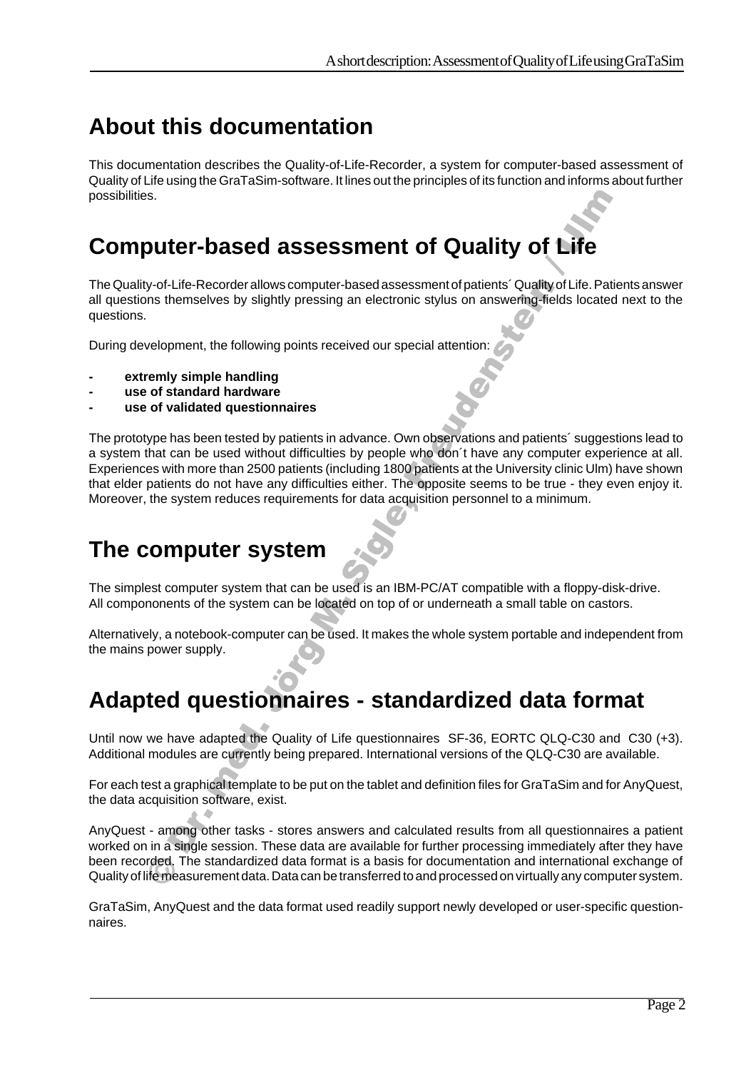# About this documentation

This documentation describes the Quality-of-Life-Recorder, a system for computer-based assessment of Quality of Life using the GraTaSim-software. It lines out the principles of its function and informs about further possibilities.

# Computer-based assessment of Quality of Life

The Quality-of-Life-Recorder allows computer-based assessment of patients´ Quality of Life. Patients answer all questions themselves by slightly pressing an electronic stylus on answering-fields located next to the questions.

During development, the following points received our special attention:

- **extremly simple handling**
- **use of standard hardware**
- **use of validated questionnaires**

The prototype has been tested by patients in advance. Own observations and patients´ suggestions lead to a system that can be used without difficulties by people who don´t have any computer experience at all. Experiences with more than 2500 patients (including 1800 patients at the University clinic Ulm) have shown that elder patients do not have any difficulties either. The opposite seems to be true - they even enjoy it. Moreover, the system reduces requirements for data acquisition personnel to a minimum.

# The computer system

The simplest computer system that can be used is an IBM-PC/AT compatible with a floppy-disk-drive. All compononents of the system can be located on top of or underneath a small table on castors.

Alternatively, a notebook-computer can be used. It makes the whole system portable and independent from the mains power supply.

# Adapted questionnaires - standardized data format

Until now we have adapted the Quality of Life questionnaires SF-36, EORTC QLQ-C30 and C30 (+3). Additional modules are currently being prepared. International versions of the QLQ-C30 are available.

For each test a graphical template to be put on the tablet and definition files for GraTaSim and for AnyQuest, the data acquisition software, exist.

AnyQuest - among other tasks - stores answers and calculated results from all questionnaires a patient worked on in a single session. These data are available for further processing immediately after they have been recorded. The standardized data format is a basis for documentation and international exchange of Quality of life measurement data. Data can be transferred to and processed on virtually any computer system.

GraTaSim, AnyQuest and the data format used readily support newly developed or user-specific questionnaires.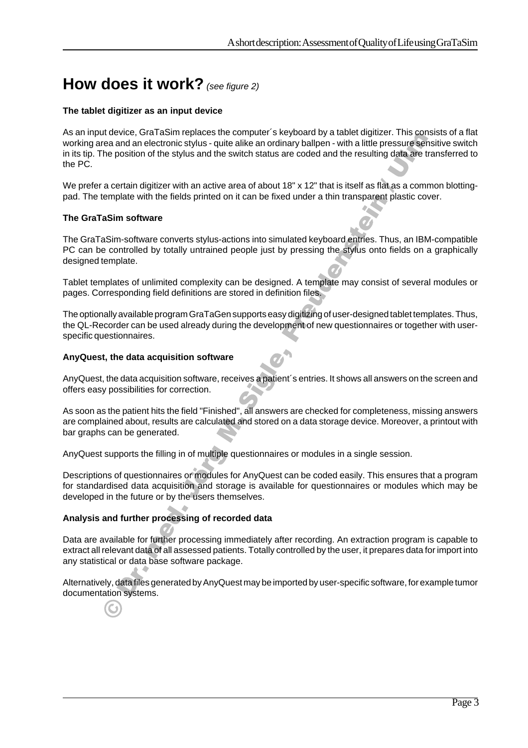# How does it work? *(see figure 2)*

**The tablet digitizer as an input device**

As an input device, GraTaSim replaces the computer´s keyboard by a tablet digitizer. This consists of a flat working area and an electronic stylus - quite alike an ordinary ballpen - with a little pressure sensitive switch in its tip. The position of the stylus and the switch status are coded and the resulting data are transferred to the PC.

We prefer a certain digitizer with an active area of about 18" x 12" that is itself as flat as a common blotting-pad. The template with the fields printed on it can be fixed under a thin transparent plastic cover.

**The GraTaSim software**

The GraTaSim-software converts stylus-actions into simulated keyboard entries. Thus, an IBM-compatible PC can be controlled by totally untrained people just by pressing the stylus onto fields on a graphically designed template.

Tablet templates of unlimited complexity can be designed. A template may consist of several modules or pages. Corresponding field definitions are stored in definition files.

The optionally available program GraTaGen supports easy digitizing of user-designed tablet templates. Thus, the QL-Recorder can be used already during the development of new questionnaires or together with user-specific questionnaires.

**AnyQuest, the data acquisition software**

AnyQuest, the data acquisition software, receives a patient´s entries. It shows all answers on the screen and offers easy possibilities for correction.

As soon as the patient hits the field "Finished", all answers are checked for completeness, missing answers are complained about, results are calculated and stored on a data storage device. Moreover, a printout with bar graphs can be generated.

AnyQuest supports the filling in of multiple questionnaires or modules in a single session.

Descriptions of questionnaires or modules for AnyQuest can be coded easily. This ensures that a program for standardised data acquisition and storage is available for questionnaires or modules which may be developed in the future or by the users themselves.

**Analysis and further processing of recorded data**

Data are available for further processing immediately after recording. An extraction program is capable to extract all relevant data of all assessed patients. Totally controlled by the user, it prepares data for import into any statistical or data base software package.

Alternatively, data files generated by AnyQuest may be imported by user-specific software, for example tumor documentation systems.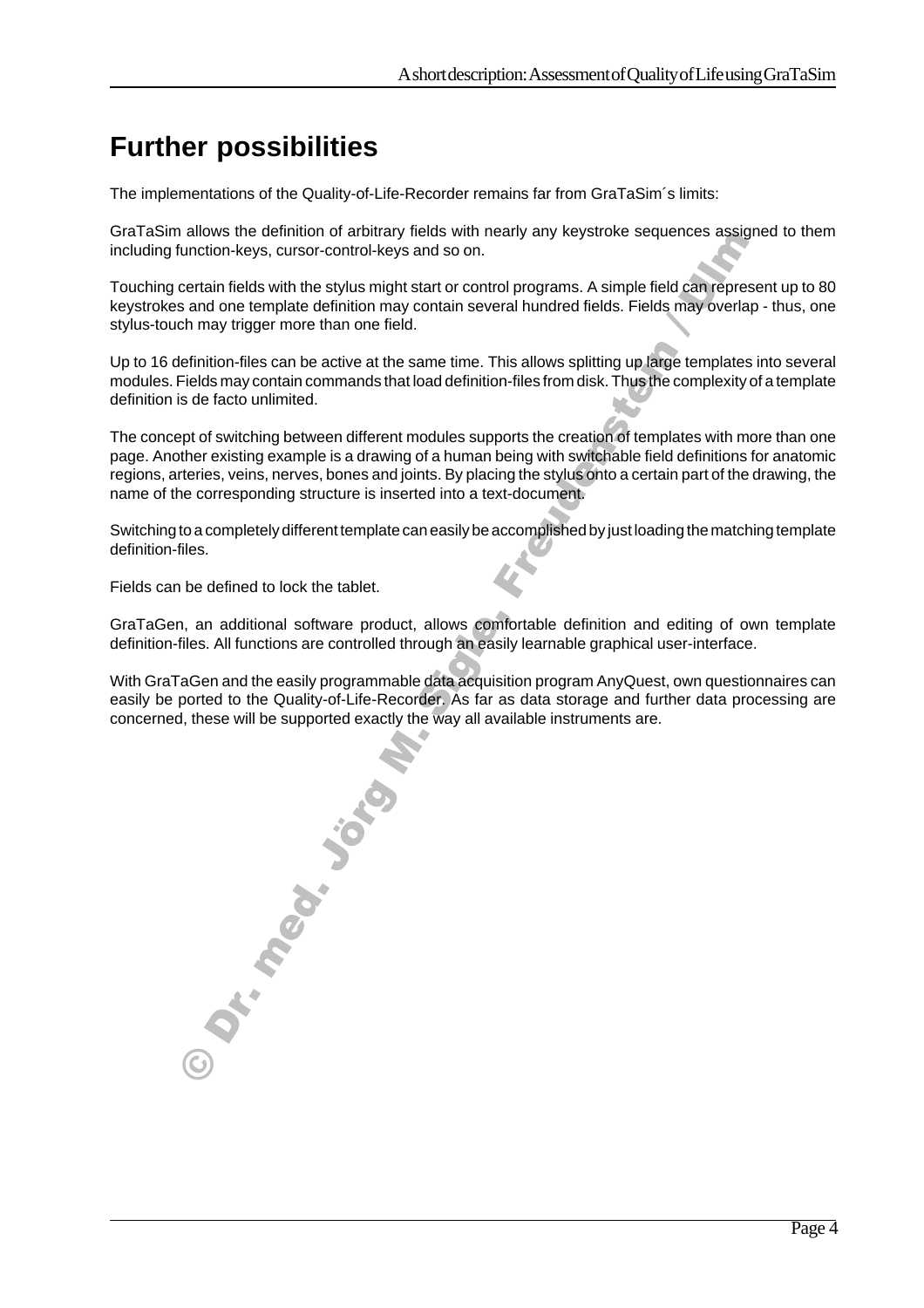# Further possibilities

The implementations of the Quality-of-Life-Recorder remains far from GraTaSim´s limits:

GraTaSim allows the definition of arbitrary fields with nearly any keystroke sequences assigned to them including function-keys, cursor-control-keys and so on.

Touching certain fields with the stylus might start or control programs. A simple field can represent up to 80 keystrokes and one template definition may contain several hundred fields. Fields may overlap - thus, one stylus-touch may trigger more than one field.

Up to 16 definition-files can be active at the same time. This allows splitting up large templates into several modules. Fields may contain commands that load definition-files from disk. Thus the complexity of a template definition is de facto unlimited.

The concept of switching between different modules supports the creation of templates with more than one page. Another existing example is a drawing of a human being with switchable field definitions for anatomic regions, arteries, veins, nerves, bones and joints. By placing the stylus onto a certain part of the drawing, the name of the corresponding structure is inserted into a text-document.

Switching to a completely different template can easily be accomplished by just loading the matching template definition-files.

Fields can be defined to lock the tablet.

GraTaGen, an additional software product, allows comfortable definition and editing of own template definition-files. All functions are controlled through an easily learnable graphical user-interface.

With GraTaGen and the easily programmable data acquisition program AnyQuest, own questionnaires can easily be ported to the Quality-of-Life-Recorder. As far as data storage and further data processing are concerned, these will be supported exactly the way all available instruments are.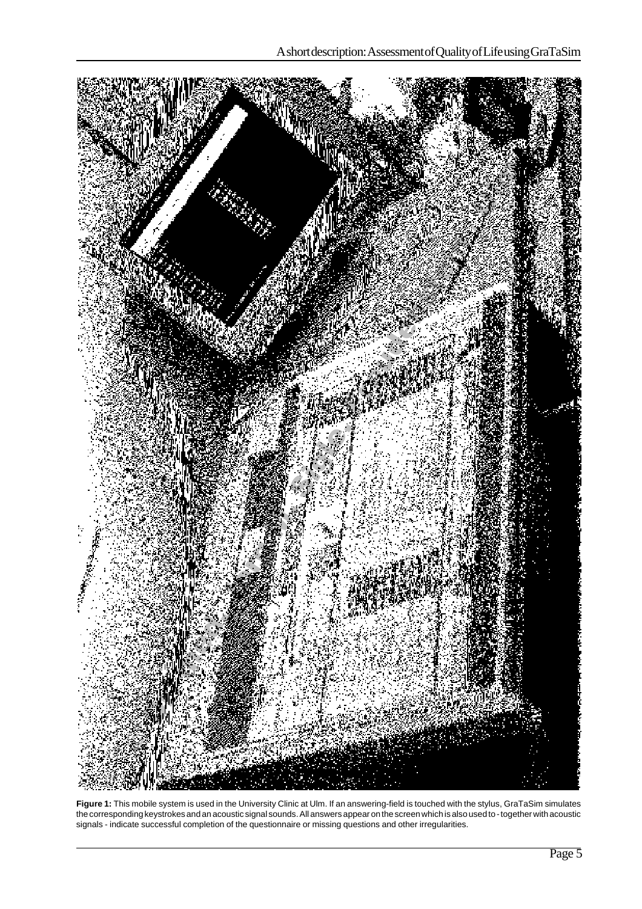**Figure 1:** This mobile system is used in the University Clinic at Ulm. If an answering-field is touched with the stylus, GraTaSim simulates the corresponding keystrokes and an acoustic signal sounds. All answers appear on the screen which is also used to - together with acoustic signals - indicate successful completion of the questionnaire or missing questions and other irregularities.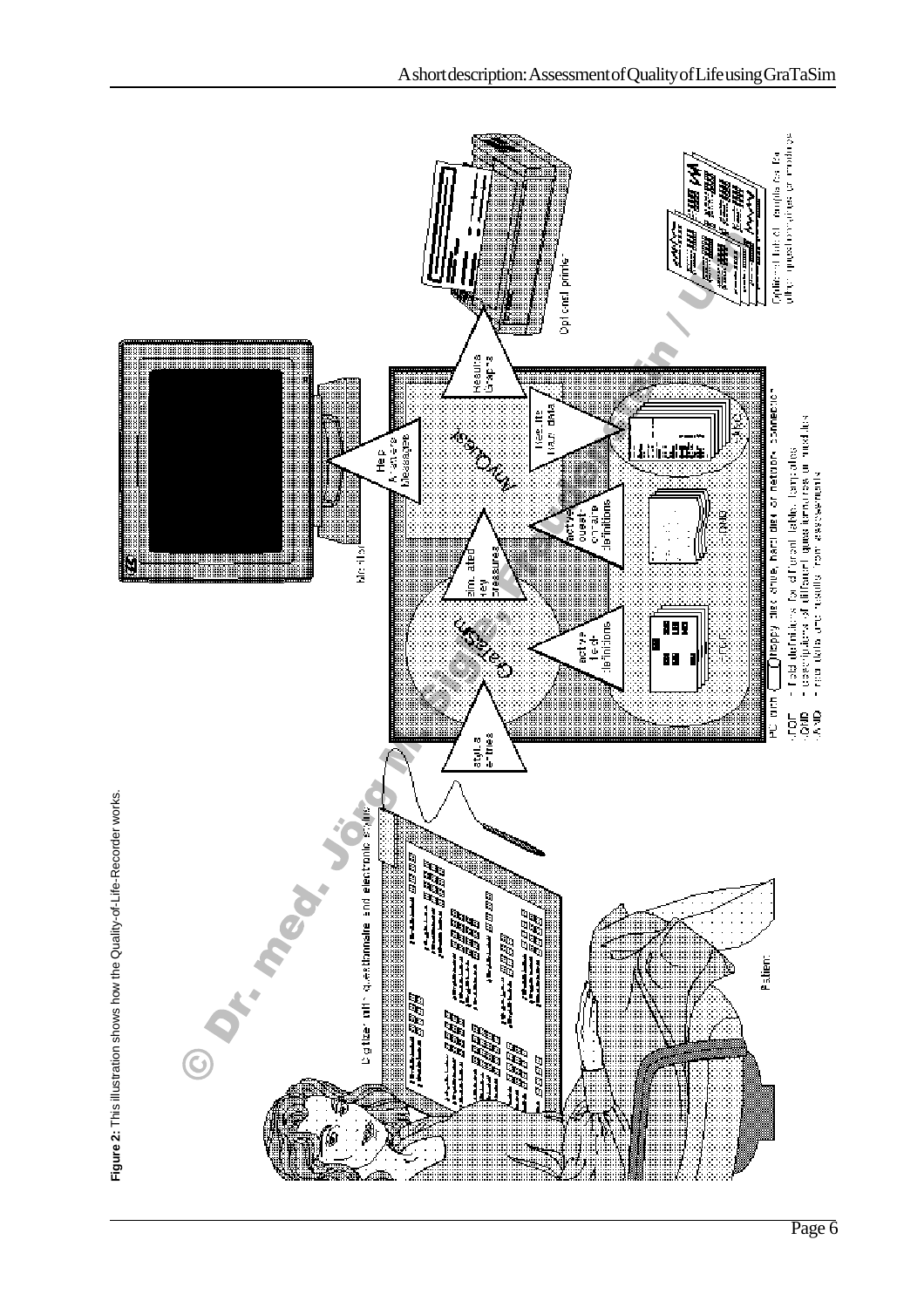**Figure 2:** This illustration shows how the Quality-of-Life-Recorder works.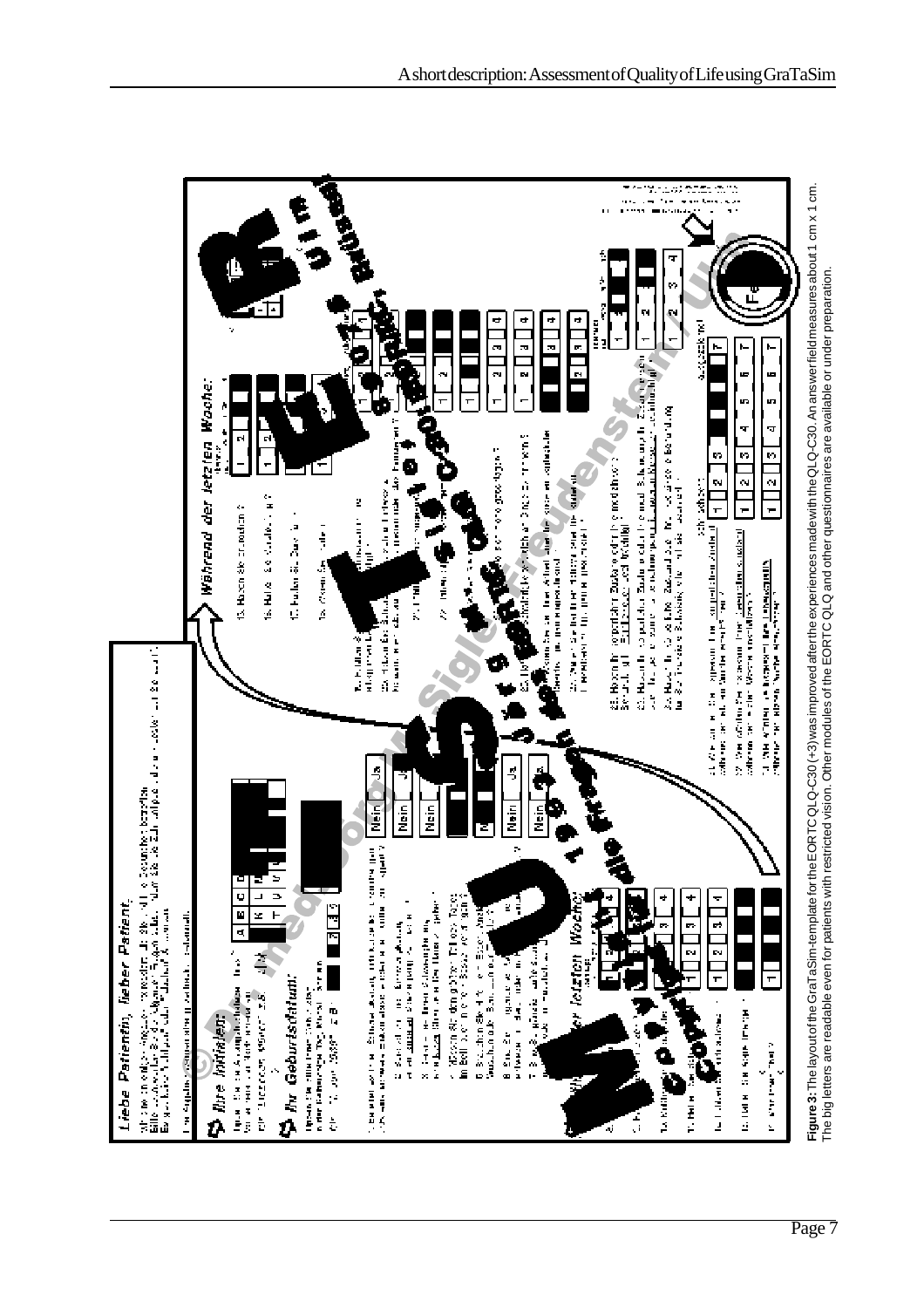**Figure 3:** The layout of the GraTaSim-template for the EORTC QLQ-C30 (+3) was improved after the experiences made with the QLQ-C30. An answer field measures about 1 cm x 1 cm. The big letters are readable even for patients with restricted vision. Other modules of the EORTC QLQ and other questionnaires are available or under preparation.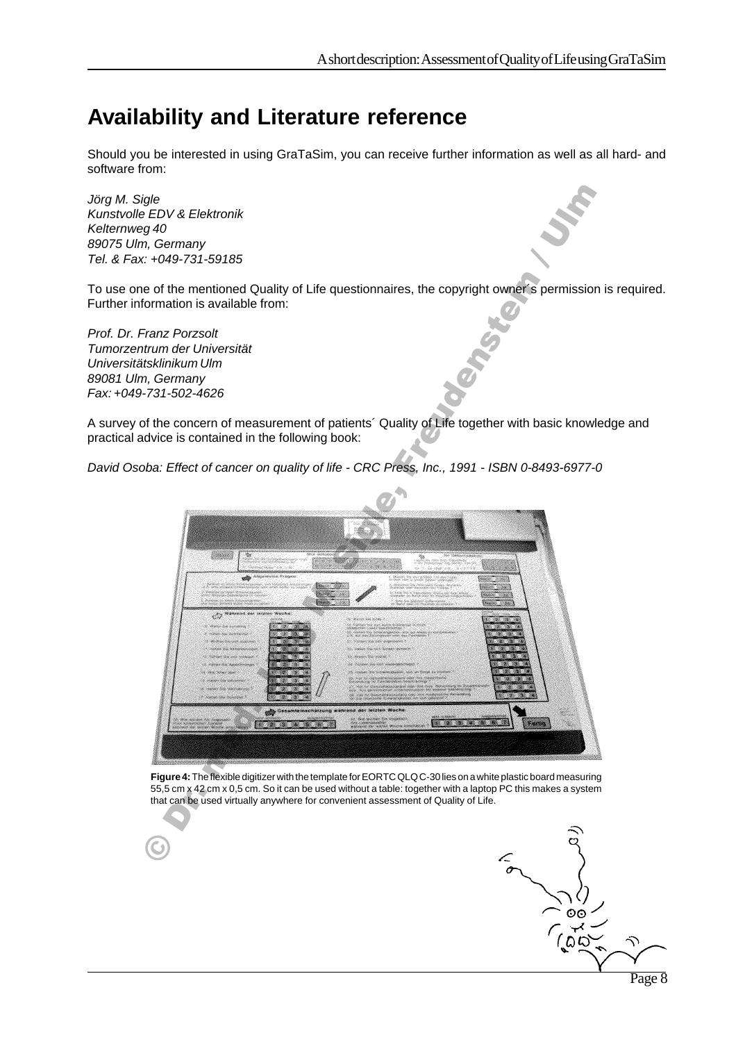# Availability and Literature reference

Should you be interested in using GraTaSim, you can receive further information as well as all hard- and software from:

*Jörg M. Sigle*
*Kunstvolle EDV & Elektronik*
*Kelternweg 40*
*89075 Ulm, Germany*
*Tel. & Fax: +049-731-59185*

To use one of the mentioned Quality of Life questionnaires, the copyright owner´s permission is required. Further information is available from:

*Prof. Dr. Franz Porzsolt*
*Tumorzentrum der Universität*
*Universitätsklinikum Ulm*
*89081 Ulm, Germany*
*Fax: +049-731-502-4626*

A survey of the concern of measurement of patients´ Quality of Life together with basic knowledge and practical advice is contained in the following book:

*David Osoba: Effect of cancer on quality of life - CRC Press, Inc., 1991 - ISBN 0-8493-6977-0*

**Figure 4:** The flexible digitizer with the template for EORTC QLQ C-30 lies on a white plastic board measuring 55,5 cm x 42 cm x 0,5 cm. So it can be used without a table: together with a laptop PC this makes a system that can be used virtually anywhere for convenient assessment of Quality of Life.